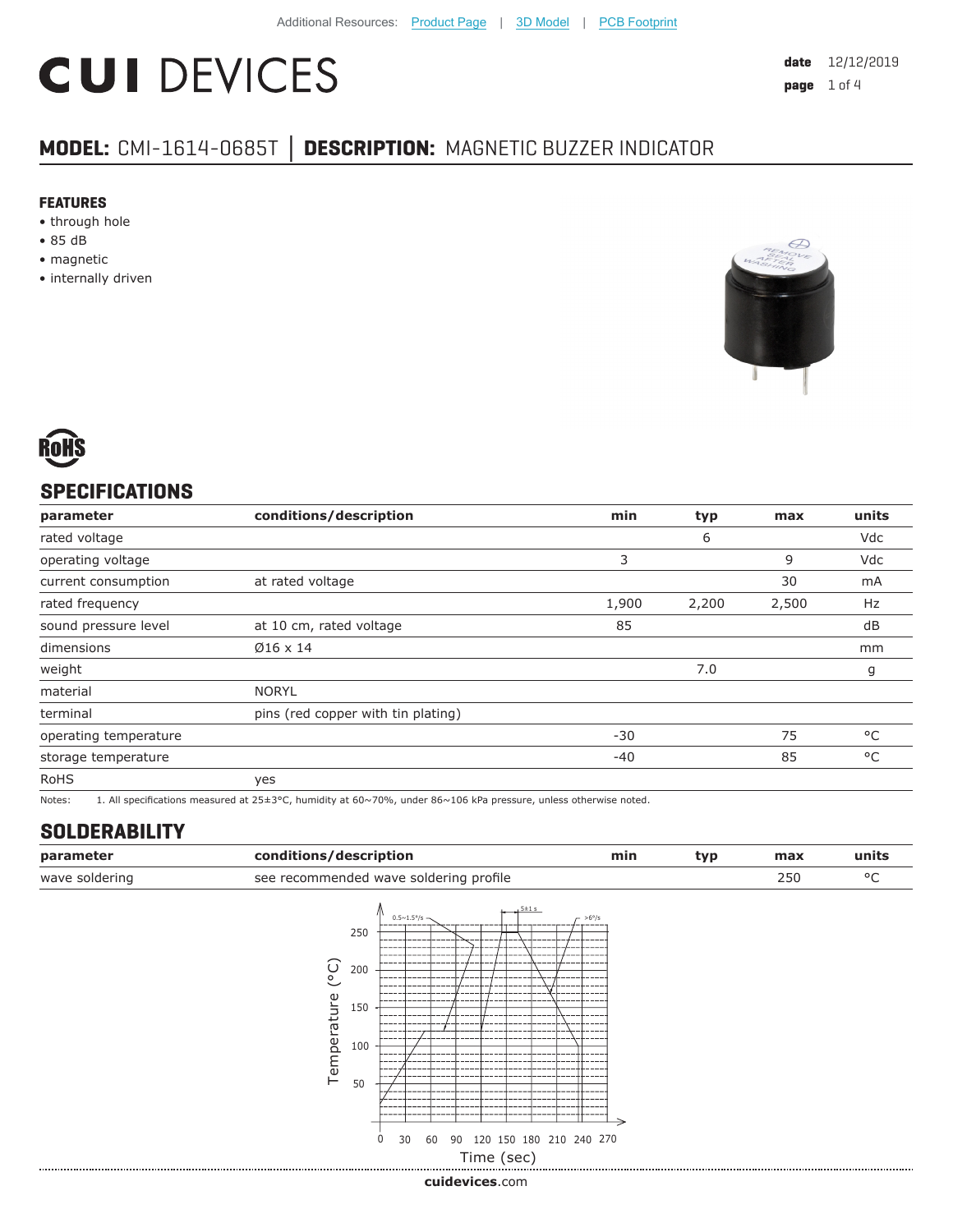Additional Resources: Product Page | 3D Model | PCB Footprint

# CUI DEVICES

**date** 12/12/2019
**page** 1 of 4

## MODEL: CMI-1614-0685T | DESCRIPTION: MAGNETIC BUZZER INDICATOR

### FEATURES

- through hole
- 85 dB
- magnetic
- internally driven

RoHS

## SPECIFICATIONS

| parameter | conditions/description | min | typ | max | units |
|---|---|---|---|---|---|
| rated voltage | | | 6 | | Vdc |
| operating voltage | | 3 | | 9 | Vdc |
| current consumption | at rated voltage | | | 30 | mA |
| rated frequency | | 1,900 | 2,200 | 2,500 | Hz |
| sound pressure level | at 10 cm, rated voltage | 85 | | | dB |
| dimensions | Ø16 x 14 | | | | mm |
| weight | | | 7.0 | | g |
| material | NORYL | | | | |
| terminal | pins (red copper with tin plating) | | | | |
| operating temperature | | -30 | | 75 | °C |
| storage temperature | | -40 | | 85 | °C |
| RoHS | yes | | | | |

Notes: 1. All specifications measured at 25±3°C, humidity at 60~70%, under 86~106 kPa pressure, unless otherwise noted.

## SOLDERABILITY

| parameter | conditions/description | min | typ | max | units |
|---|---|---|---|---|---|
| wave soldering | see recommended wave soldering profile | | | 250 | °C |

0.5~1.5°/s
5±1 s
>6°/s
Temperature (°C)
250
200
150
100
50
0 30 60 90 120 150 180 210 240 270
Time (sec)

cuidevices.com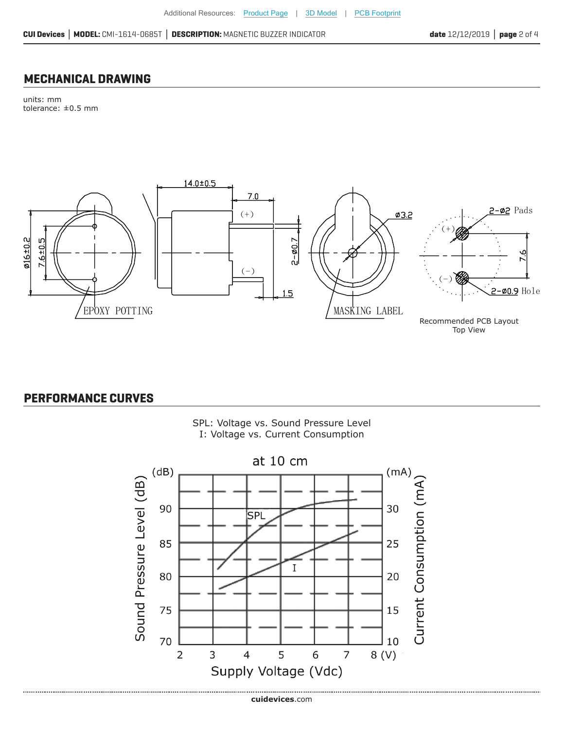## MECHANICAL DRAWING

units: mm
tolerance: ±0.5 mm

14.0±0.5
7.0
(+)
(−)
2−ø0.7
1.5
ø16±0.2
7.6±0.5
EPOXY POTTING
ø3.2
MASKING LABEL
2−ø2 Pads
(+)
(−)
7.6
2−ø0.9 Hole

Recommended PCB Layout
Top View

## PERFORMANCE CURVES

SPL: Voltage vs. Sound Pressure Level
I: Voltage vs. Current Consumption

at 10 cm

Sound Pressure Level (dB)
(dB)
90
85
80
75
70

Current Consumption (mA)
(mA)
30
25
20
15
10

SPL
I

2 3 4 5 6 7 8 (V)
Supply Voltage (Vdc)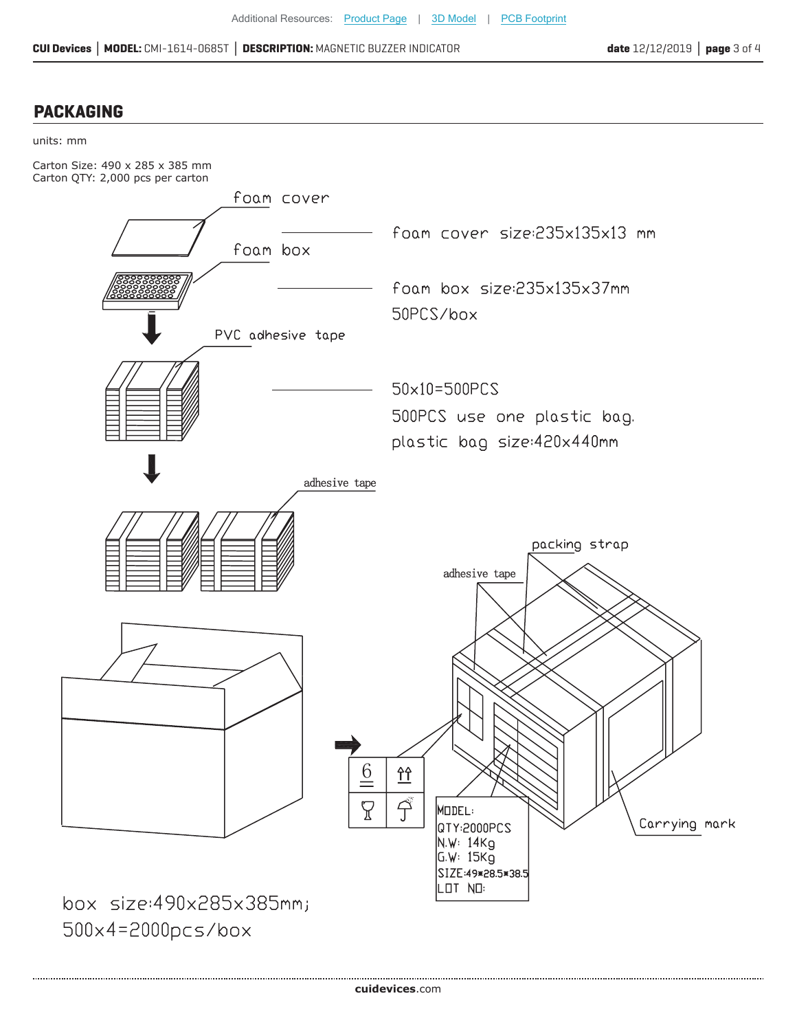## PACKAGING

units: mm

Carton Size: 490 x 285 x 385 mm
Carton QTY: 2,000 pcs per carton

foam cover

foam cover size:235x135x13 mm

foam box

foam box size:235x135x37mm
50PCS/box

PVC adhesive tape

50x10=500PCS
500PCS use one plastic bag.
plastic bag size:420x440mm

adhesive tape

packing strap

adhesive tape

MODEL:
QTY:2000PCS
N.W: 14Kg
G.W: 15Kg
SIZE:49\*28.5\*38.5
LOT NO:

Carrying mark

box size:490x285x385mm;
500x4=2000pcs/box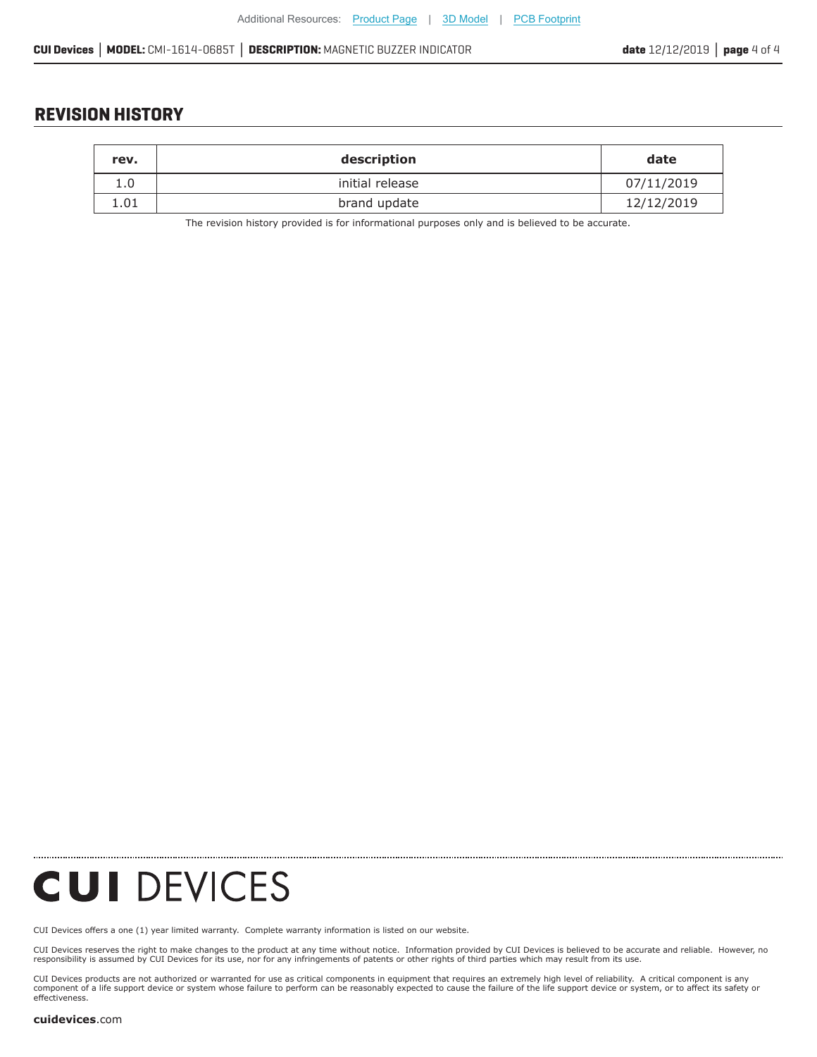## REVISION HISTORY

| rev. | description | date |
|---|---|---|
| 1.0 | initial release | 07/11/2019 |
| 1.01 | brand update | 12/12/2019 |

The revision history provided is for informational purposes only and is believed to be accurate.

**CUI** DEVICES

CUI Devices offers a one (1) year limited warranty. Complete warranty information is listed on our website.

CUI Devices reserves the right to make changes to the product at any time without notice. Information provided by CUI Devices is believed to be accurate and reliable. However, no responsibility is assumed by CUI Devices for its use, nor for any infringements of patents or other rights of third parties which may result from its use.

CUI Devices products are not authorized or warranted for use as critical components in equipment that requires an extremely high level of reliability. A critical component is any component of a life support device or system whose failure to perform can be reasonably expected to cause the failure of the life support device or system, or to affect its safety or effectiveness.

**cuidevices**.com